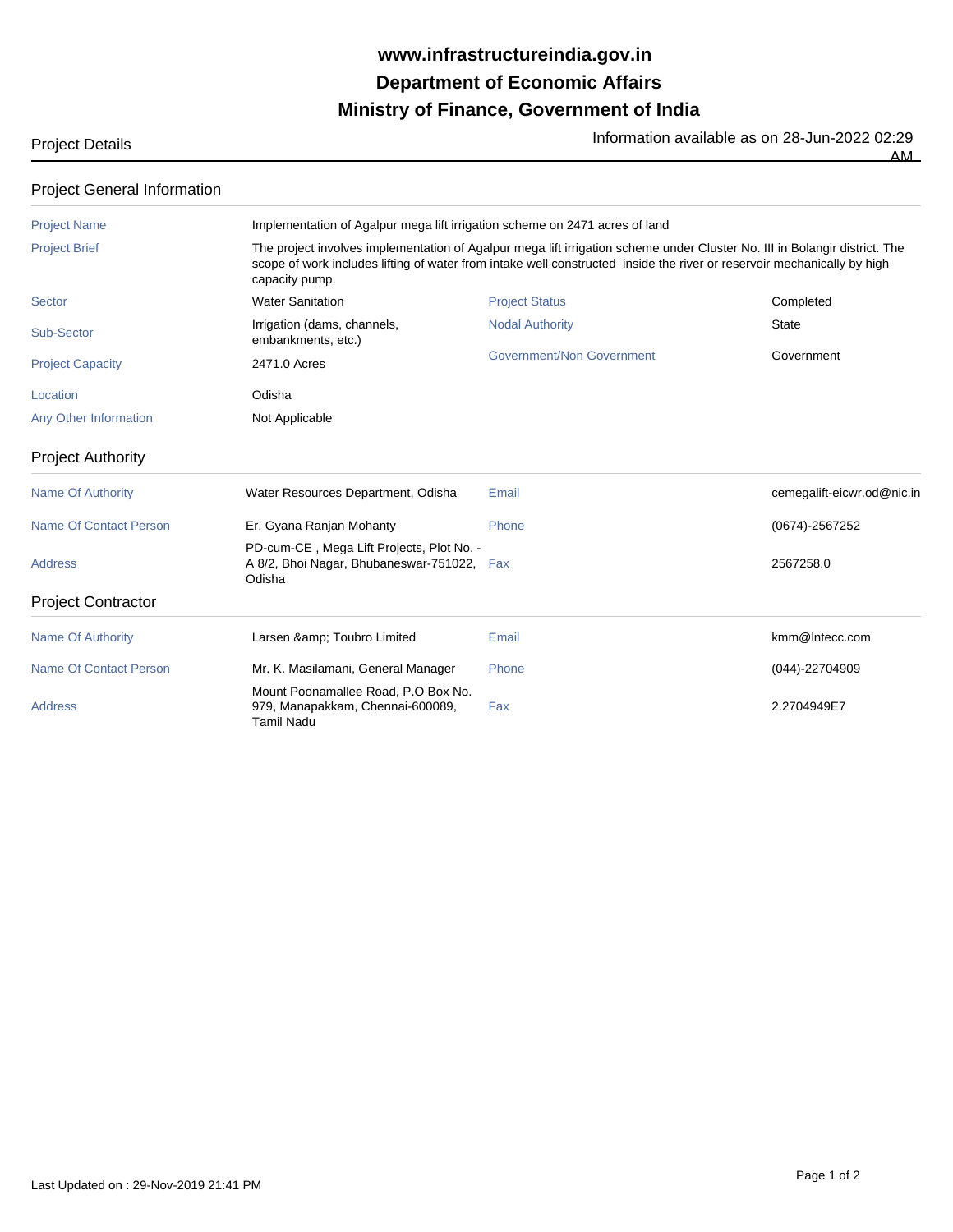# www.infrastructureindia.gov.in
# Department of Economic Affairs
# Ministry of Finance, Government of India

Project Details

Information available as on 28-Jun-2022 02:29 AM

## Project General Information

| | | | |
|---|---|---|---|
| Project Name | Implementation of Agalpur mega lift irrigation scheme on 2471 acres of land | | |
| Project Brief | The project involves implementation of Agalpur mega lift irrigation scheme under Cluster No. III in Bolangir district. The scope of work includes lifting of water from intake well constructed inside the river or reservoir mechanically by high capacity pump. | | |
| Sector | Water Sanitation | Project Status | Completed |
| Sub-Sector | Irrigation (dams, channels, embankments, etc.) | Nodal Authority | State |
| Project Capacity | 2471.0 Acres | Government/Non Government | Government |
| Location | Odisha | | |
| Any Other Information | Not Applicable | | |

## Project Authority

| | | | |
|---|---|---|---|
| Name Of Authority | Water Resources Department, Odisha | Email | cemegalift-eicwr.od@nic.in |
| Name Of Contact Person | Er. Gyana Ranjan Mohanty | Phone | (0674)-2567252 |
| Address | PD-cum-CE , Mega Lift Projects, Plot No. - A 8/2, Bhoi Nagar, Bhubaneswar-751022, Odisha | Fax | 2567258.0 |

## Project Contractor

| | | | |
|---|---|---|---|
| Name Of Authority | Larsen &amp; Toubro Limited | Email | kmm@lntecc.com |
| Name Of Contact Person | Mr. K. Masilamani, General Manager | Phone | (044)-22704909 |
| Address | Mount Poonamallee Road, P.O Box No. 979, Manapakkam, Chennai-600089, Tamil Nadu | Fax | 2.2704949E7 |

Last Updated on : 29-Nov-2019 21:41 PM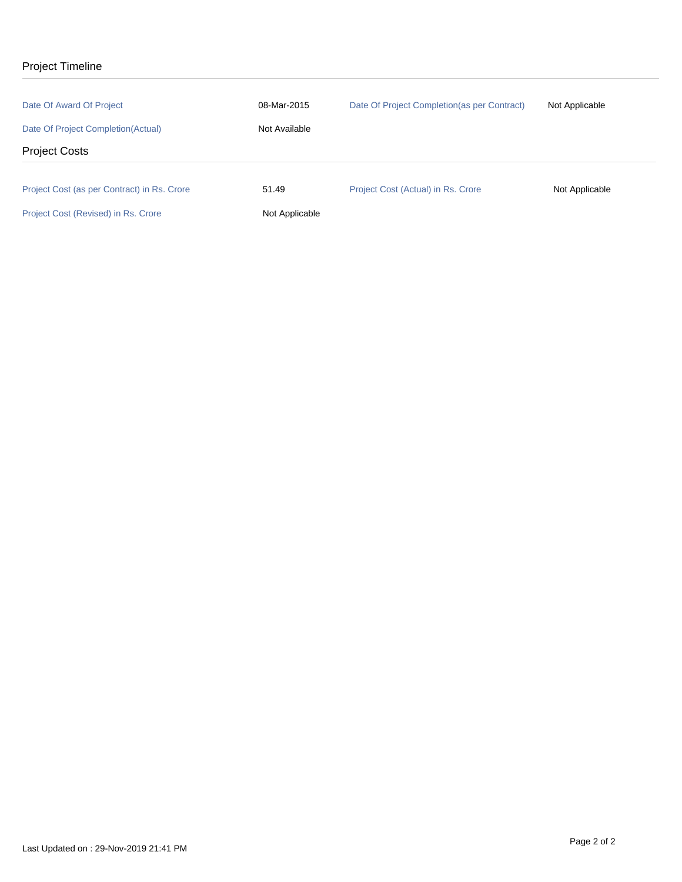## Project Timeline

| | | | |
|---|---|---|---|
| Date Of Award Of Project | 08-Mar-2015 | Date Of Project Completion(as per Contract) | Not Applicable |
| Date Of Project Completion(Actual) | Not Available | | |

## Project Costs

| | | | |
|---|---|---|---|
| Project Cost (as per Contract) in Rs. Crore | 51.49 | Project Cost (Actual) in Rs. Crore | Not Applicable |
| Project Cost (Revised) in Rs. Crore | Not Applicable | | |

Last Updated on : 29-Nov-2019 21:41 PM